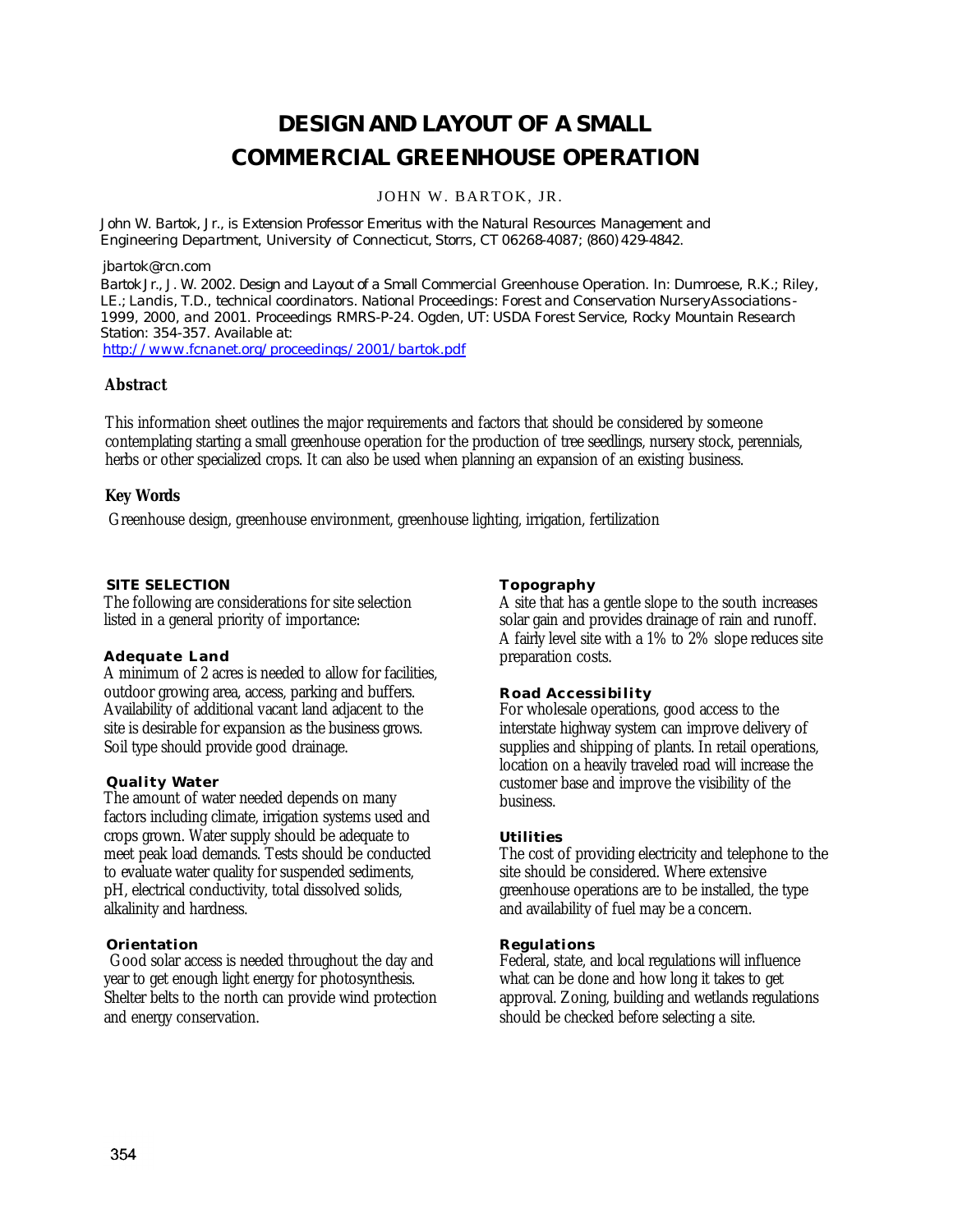# DESIGN AND LAYOUT OF A SMALL COMMERCIAL GREENHOUSE OPERATION

JOHN W. BARTOK, JR.

John W. Bartok, Jr., is Extension Professor Emeritus with the Natural Resources Management and Engineering Department, University of Connecticut, Storrs, CT 06268-4087; (860) 429-4842.

jbartok@rcn.com

Bartok Jr., J. W. 2002. Design and Layout of a Small Commercial Greenhouse Operation. In: Dumroese, R.K.; Riley, LE.; Landis, T.D., technical coordinators. National Proceedings: Forest and Conservation Nursery Associations-1999, 2000, and 2001. Proceedings RMRS-P-24. Ogden, UT: USDA Forest Service, Rocky Mountain Research Station: 354-357. Available at: http://www.fcnanet.org/proceedings/2001/bartok.pdf

## Abstract

This information sheet outlines the major requirements and factors that should be considered by someone contemplating starting a small greenhouse operation for the production of tree seedlings, nursery stock, perennials, herbs or other specialized crops. It can also be used when planning an expansion of an existing business.

## Key Words

Greenhouse design, greenhouse environment, greenhouse lighting, irrigation, fertilization

## SITE SELECTION

The following are considerations for site selection listed in a general priority of importance:

### Adequate Land

A minimum of 2 acres is needed to allow for facilities, outdoor growing area, access, parking and buffers. Availability of additional vacant land adjacent to the site is desirable for expansion as the business grows. Soil type should provide good drainage.

### Quality Water

The amount of water needed depends on many factors including climate, irrigation systems used and crops grown. Water supply should be adequate to meet peak load demands. Tests should be conducted to evaluate water quality for suspended sediments, pH, electrical conductivity, total dissolved solids, alkalinity and hardness.

### Orientation

Good solar access is needed throughout the day and year to get enough light energy for photosynthesis. Shelter belts to the north can provide wind protection and energy conservation.

### Topography

A site that has a gentle slope to the south increases solar gain and provides drainage of rain and runoff. A fairly level site with a 1% to 2% slope reduces site preparation costs.

### Road Accessibility

For wholesale operations, good access to the interstate highway system can improve delivery of supplies and shipping of plants. In retail operations, location on a heavily traveled road will increase the customer base and improve the visibility of the business.

### Utilities

The cost of providing electricity and telephone to the site should be considered. Where extensive greenhouse operations are to be installed, the type and availability of fuel may be a concern.

### Regulations

Federal, state, and local regulations will influence what can be done and how long it takes to get approval. Zoning, building and wetlands regulations should be checked before selecting a site.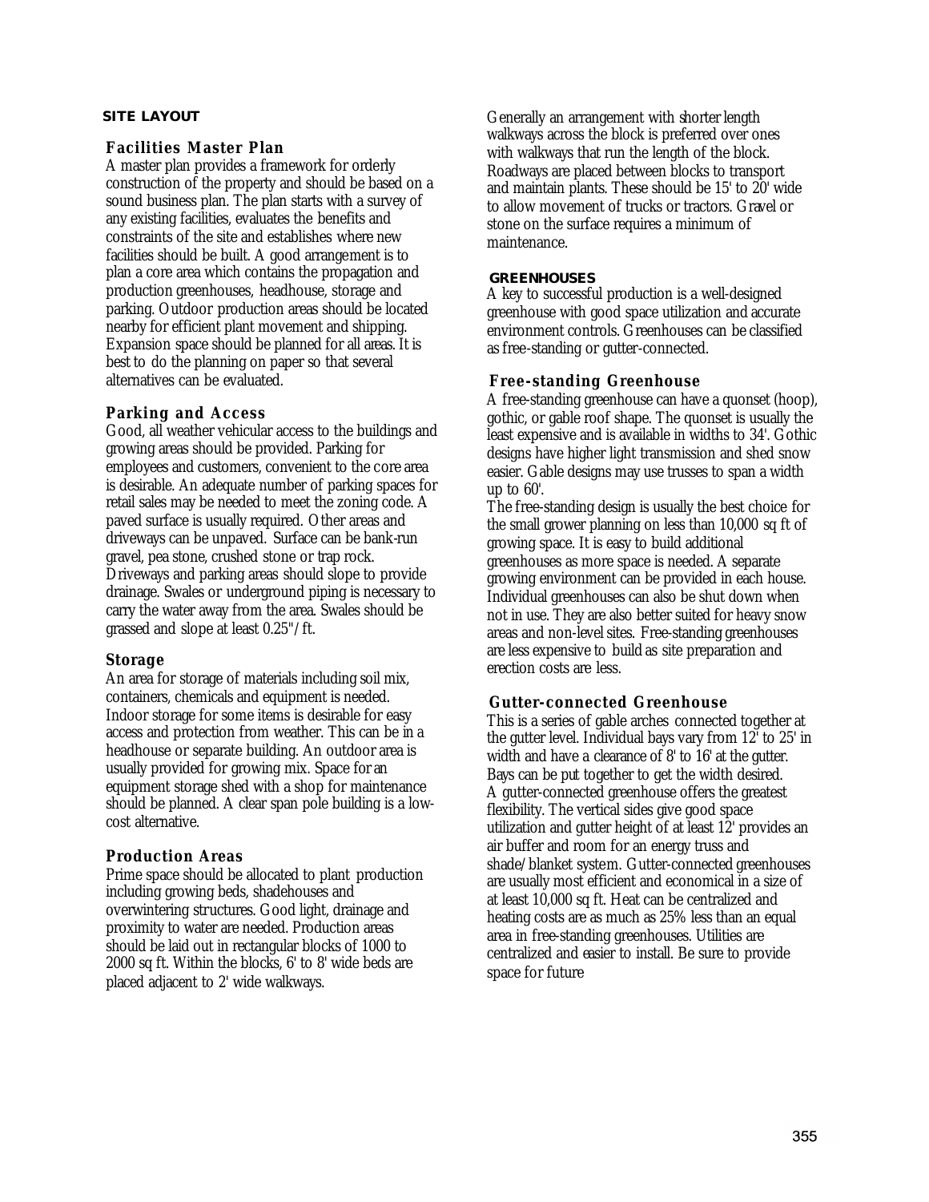## SITE LAYOUT

### Facilities Master Plan

A master plan provides a framework for orderly construction of the property and should be based on a sound business plan. The plan starts with a survey of any existing facilities, evaluates the benefits and constraints of the site and establishes where new facilities should be built. A good arrangement is to plan a core area which contains the propagation and production greenhouses, headhouse, storage and parking. Outdoor production areas should be located nearby for efficient plant movement and shipping. Expansion space should be planned for all areas. It is best to do the planning on paper so that several alternatives can be evaluated.

### Parking and Access

Good, all weather vehicular access to the buildings and growing areas should be provided. Parking for employees and customers, convenient to the core area is desirable. An adequate number of parking spaces for retail sales may be needed to meet the zoning code. A paved surface is usually required. Other areas and driveways can be unpaved. Surface can be bank-run gravel, pea stone, crushed stone or trap rock. Driveways and parking areas should slope to provide drainage. Swales or underground piping is necessary to carry the water away from the area. Swales should be grassed and slope at least 0.25"/ft.

### Storage

An area for storage of materials including soil mix, containers, chemicals and equipment is needed. Indoor storage for some items is desirable for easy access and protection from weather. This can be in a headhouse or separate building. An outdoor area is usually provided for growing mix. Space for an equipment storage shed with a shop for maintenance should be planned. A clear span pole building is a low-cost alternative.

### Production Areas

Prime space should be allocated to plant production including growing beds, shadehouses and overwintering structures. Good light, drainage and proximity to water are needed. Production areas should be laid out in rectangular blocks of 1000 to 2000 sq ft. Within the blocks, 6' to 8' wide beds are placed adjacent to 2' wide walkways.

Generally an arrangement with shorter length walkways across the block is preferred over ones with walkways that run the length of the block. Roadways are placed between blocks to transport and maintain plants. These should be 15' to 20' wide to allow movement of trucks or tractors. Gravel or stone on the surface requires a minimum of maintenance.

## GREENHOUSES

A key to successful production is a well-designed greenhouse with good space utilization and accurate environment controls. Greenhouses can be classified as free-standing or gutter-connected.

### Free-standing Greenhouse

A free-standing greenhouse can have a quonset (hoop), gothic, or gable roof shape. The quonset is usually the least expensive and is available in widths to 34'. Gothic designs have higher light transmission and shed snow easier. Gable designs may use trusses to span a width up to 60'.

The free-standing design is usually the best choice for the small grower planning on less than 10,000 sq ft of growing space. It is easy to build additional greenhouses as more space is needed. A separate growing environment can be provided in each house. Individual greenhouses can also be shut down when not in use. They are also better suited for heavy snow areas and non-level sites. Free-standing greenhouses are less expensive to build as site preparation and erection costs are less.

### Gutter-connected Greenhouse

This is a series of gable arches connected together at the gutter level. Individual bays vary from 12' to 25' in width and have a clearance of 8' to 16' at the gutter. Bays can be put together to get the width desired. A gutter-connected greenhouse offers the greatest flexibility. The vertical sides give good space utilization and gutter height of at least 12' provides an air buffer and room for an energy truss and shade/blanket system. Gutter-connected greenhouses are usually most efficient and economical in a size of at least 10,000 sq ft. Heat can be centralized and heating costs are as much as 25% less than an equal area in free-standing greenhouses. Utilities are centralized and easier to install. Be sure to provide space for future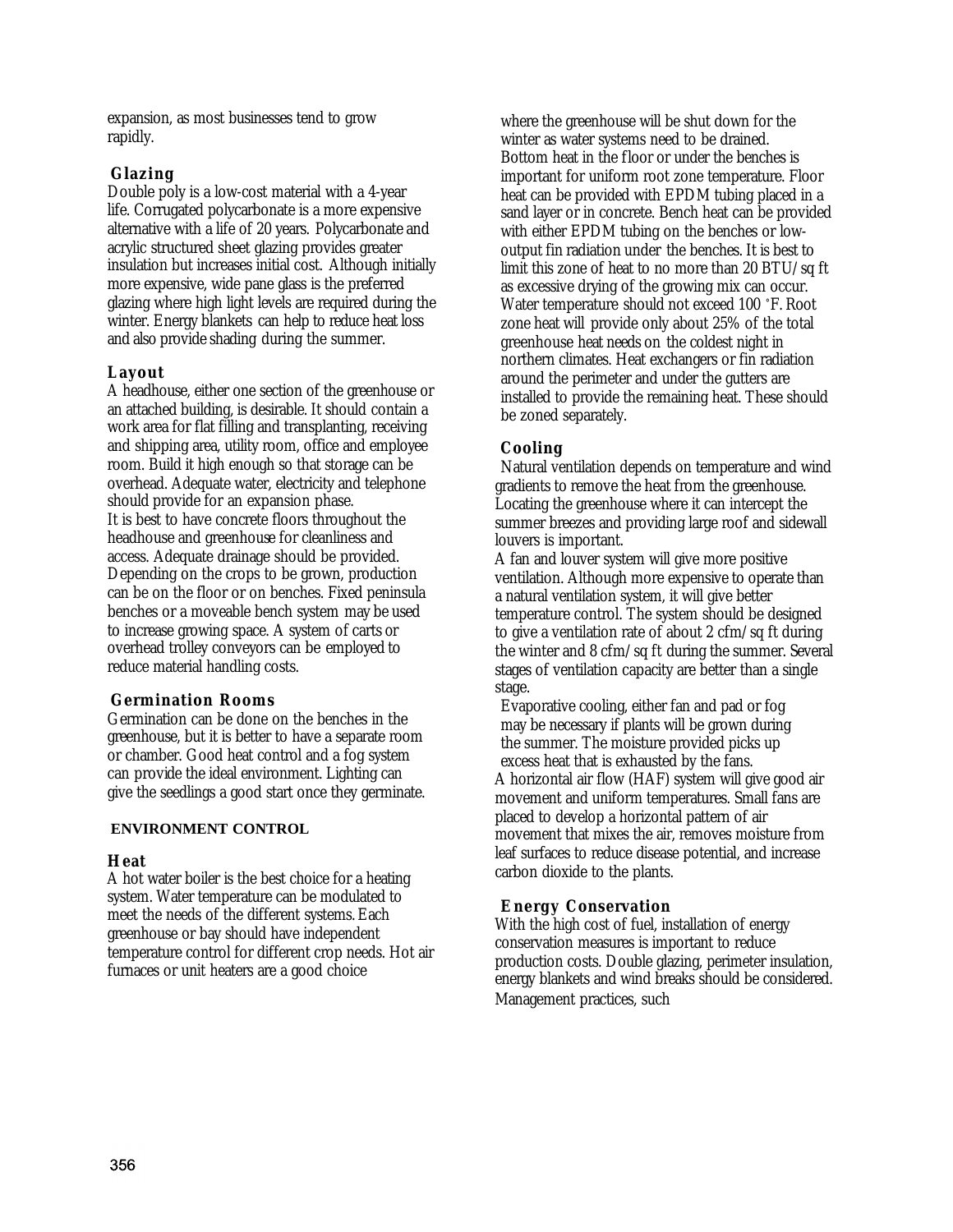expansion, as most businesses tend to grow rapidly.

### Glazing

Double poly is a low-cost material with a 4-year life. Corrugated polycarbonate is a more expensive alternative with a life of 20 years. Polycarbonate and acrylic structured sheet glazing provides greater insulation but increases initial cost. Although initially more expensive, wide pane glass is the preferred glazing where high light levels are required during the winter. Energy blankets can help to reduce heat loss and also provide shading during the summer.

### Layout

A headhouse, either one section of the greenhouse or an attached building, is desirable. It should contain a work area for flat filling and transplanting, receiving and shipping area, utility room, office and employee room. Build it high enough so that storage can be overhead. Adequate water, electricity and telephone should provide for an expansion phase.

It is best to have concrete floors throughout the headhouse and greenhouse for cleanliness and access. Adequate drainage should be provided. Depending on the crops to be grown, production can be on the floor or on benches. Fixed peninsula benches or a moveable bench system may be used to increase growing space. A system of carts or overhead trolley conveyors can be employed to reduce material handling costs.

### Germination Rooms

Germination can be done on the benches in the greenhouse, but it is better to have a separate room or chamber. Good heat control and a fog system can provide the ideal environment. Lighting can give the seedlings a good start once they germinate.

## ENVIRONMENT CONTROL

### Heat

A hot water boiler is the best choice for a heating system. Water temperature can be modulated to meet the needs of the different systems. Each greenhouse or bay should have independent temperature control for different crop needs. Hot air furnaces or unit heaters are a good choice where the greenhouse will be shut down for the winter as water systems need to be drained.

Bottom heat in the floor or under the benches is important for uniform root zone temperature. Floor heat can be provided with EPDM tubing placed in a sand layer or in concrete. Bench heat can be provided with either EPDM tubing on the benches or low-output fin radiation under the benches. It is best to limit this zone of heat to no more than 20 BTU/sq ft as excessive drying of the growing mix can occur. Water temperature should not exceed 100 ˚F. Root zone heat will provide only about 25% of the total greenhouse heat needs on the coldest night in northern climates. Heat exchangers or fin radiation around the perimeter and under the gutters are installed to provide the remaining heat. These should be zoned separately.

### Cooling

Natural ventilation depends on temperature and wind gradients to remove the heat from the greenhouse. Locating the greenhouse where it can intercept the summer breezes and providing large roof and sidewall louvers is important.

A fan and louver system will give more positive ventilation. Although more expensive to operate than a natural ventilation system, it will give better temperature control. The system should be designed to give a ventilation rate of about 2 cfm/sq ft during the winter and 8 cfm/sq ft during the summer. Several stages of ventilation capacity are better than a single stage.

Evaporative cooling, either fan and pad or fog may be necessary if plants will be grown during the summer. The moisture provided picks up excess heat that is exhausted by the fans.

A horizontal air flow (HAF) system will give good air movement and uniform temperatures. Small fans are placed to develop a horizontal pattern of air movement that mixes the air, removes moisture from leaf surfaces to reduce disease potential, and increase carbon dioxide to the plants.

### Energy Conservation

With the high cost of fuel, installation of energy conservation measures is important to reduce production costs. Double glazing, perimeter insulation, energy blankets and wind breaks should be considered. Management practices, such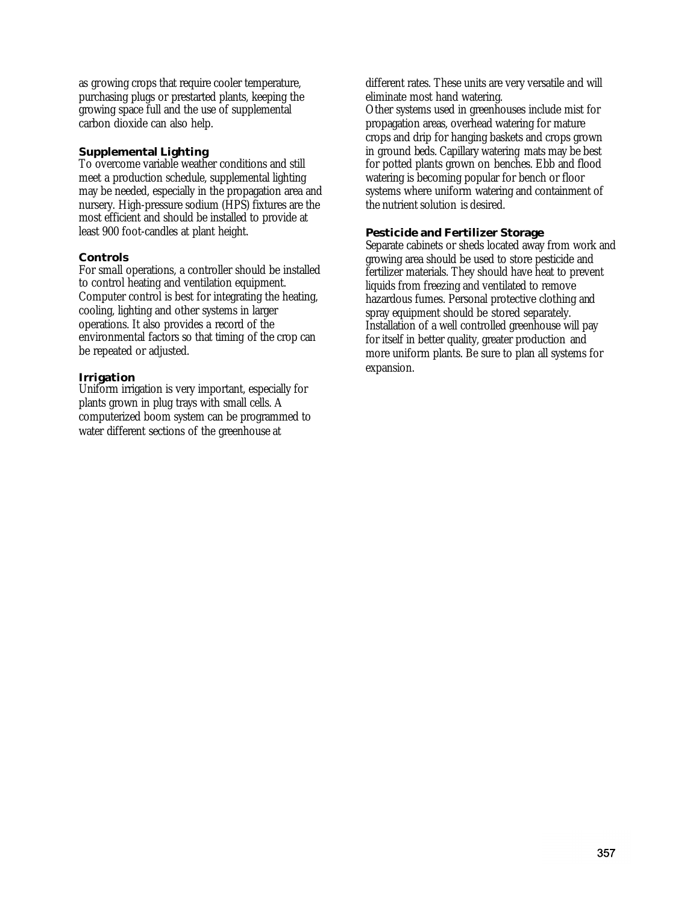as growing crops that require cooler temperature, purchasing plugs or prestarted plants, keeping the growing space full and the use of supplemental carbon dioxide can also help.

### Supplemental Lighting

To overcome variable weather conditions and still meet a production schedule, supplemental lighting may be needed, especially in the propagation area and nursery. High-pressure sodium (HPS) fixtures are the most efficient and should be installed to provide at least 900 foot-candles at plant height.

### Controls

For small operations, a controller should be installed to control heating and ventilation equipment. Computer control is best for integrating the heating, cooling, lighting and other systems in larger operations. It also provides a record of the environmental factors so that timing of the crop can be repeated or adjusted.

### Irrigation

Uniform irrigation is very important, especially for plants grown in plug trays with small cells. A computerized boom system can be programmed to water different sections of the greenhouse at different rates. These units are very versatile and will eliminate most hand watering.

Other systems used in greenhouses include mist for propagation areas, overhead watering for mature crops and drip for hanging baskets and crops grown in ground beds. Capillary watering mats may be best for potted plants grown on benches. Ebb and flood watering is becoming popular for bench or floor systems where uniform watering and containment of the nutrient solution is desired.

### Pesticide and Fertilizer Storage

Separate cabinets or sheds located away from work and growing area should be used to store pesticide and fertilizer materials. They should have heat to prevent liquids from freezing and ventilated to remove hazardous fumes. Personal protective clothing and spray equipment should be stored separately.

Installation of a well controlled greenhouse will pay for itself in better quality, greater production and more uniform plants. Be sure to plan all systems for expansion.